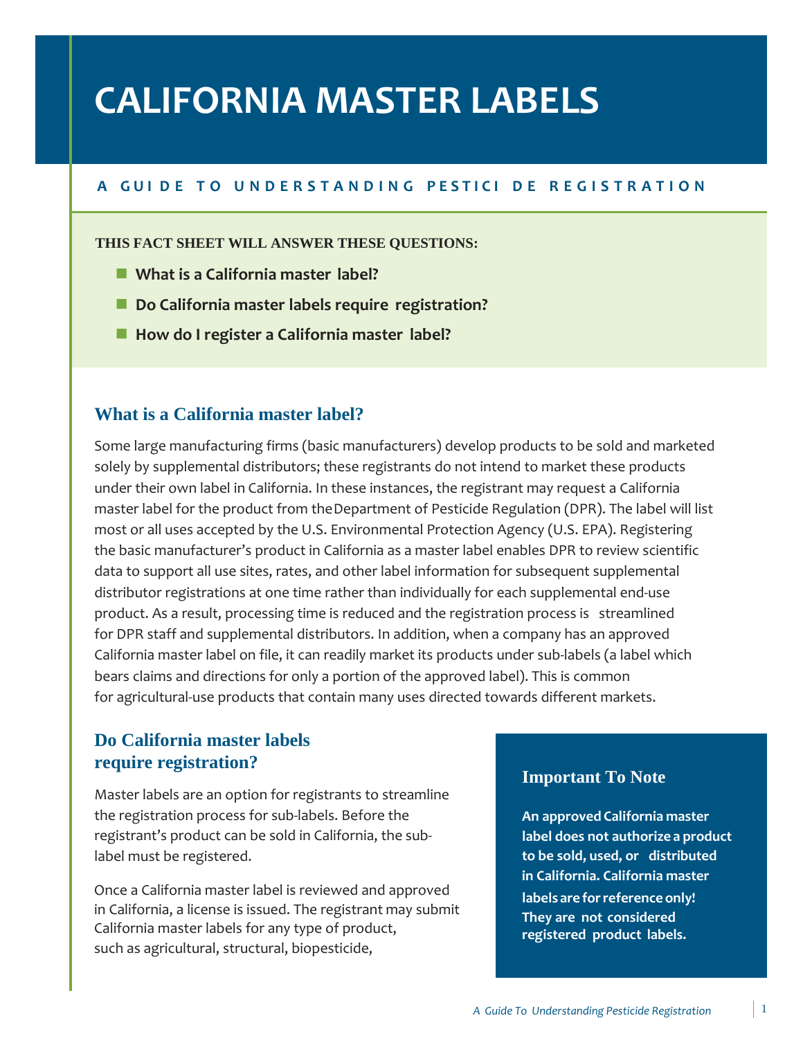# CALIFORNIA MASTER LABELS

**A GUIDE TO UNDERSTANDING PESTICIDE REGISTRATION**

**THIS FACT SHEET WILL ANSWER THESE QUESTIONS:**

- **What is a California master label?**
- **Do California master labels require registration?**
- **How do I register a California master label?**

## What is a California master label?

Some large manufacturing firms (basic manufacturers) develop products to be sold and marketed solely by supplemental distributors; these registrants do not intend to market these products under their own label in California. In these instances, the registrant may request a California master label for the product from the Department of Pesticide Regulation (DPR). The label will list most or all uses accepted by the U.S. Environmental Protection Agency (U.S. EPA). Registering the basic manufacturer's product in California as a master label enables DPR to review scientific data to support all use sites, rates, and other label information for subsequent supplemental distributor registrations at one time rather than individually for each supplemental end-use product. As a result, processing time is reduced and the registration process is streamlined for DPR staff and supplemental distributors. In addition, when a company has an approved California master label on file, it can readily market its products under sub-labels (a label which bears claims and directions for only a portion of the approved label). This is common for agricultural-use products that contain many uses directed towards different markets.

## Do California master labels require registration?

Master labels are an option for registrants to streamline the registration process for sub-labels. Before the registrant's product can be sold in California, the sub-label must be registered.

Once a California master label is reviewed and approved in California, a license is issued. The registrant may submit California master labels for any type of product, such as agricultural, structural, biopesticide,

### Important To Note

**An approved California master label does not authorize a product to be sold, used, or distributed in California. California master labels are for reference only! They are not considered registered product labels.**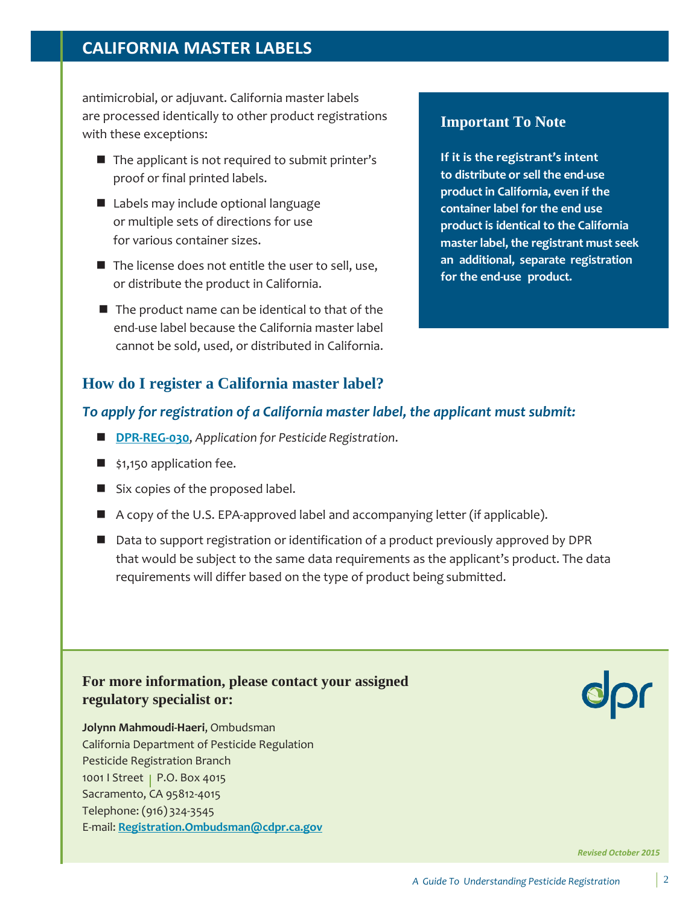antimicrobial, or adjuvant. California master labels are processed identically to other product registrations with these exceptions:

- The applicant is not required to submit printer's proof or final printed labels.
- Labels may include optional language or multiple sets of directions for use for various container sizes.
- The license does not entitle the user to sell, use, or distribute the product in California.
- The product name can be identical to that of the end-use label because the California master label cannot be sold, used, or distributed in California.

### Important To Note

**If it is the registrant's intent to distribute or sell the end-use product in California, even if the container label for the end use product is identical to the California master label, the registrant must seek an additional, separate registration for the end-use product.**

## How do I register a California master label?

***To apply for registration of a California master label, the applicant must submit:***

- **DPR-REG-030**, *Application for Pesticide Registration*.
- $1,150 application fee.
- Six copies of the proposed label.
- A copy of the U.S. EPA-approved label and accompanying letter (if applicable).
- Data to support registration or identification of a product previously approved by DPR that would be subject to the same data requirements as the applicant's product. The data requirements will differ based on the type of product being submitted.

**For more information, please contact your assigned regulatory specialist or:**

**Jolynn Mahmoudi-Haeri**, Ombudsman
California Department of Pesticide Regulation
Pesticide Registration Branch
1001 I Street | P.O. Box 4015
Sacramento, CA 95812-4015
Telephone: (916) 324-3545
E-mail: **Registration.Ombudsman@cdpr.ca.gov**

*Revised October 2015*